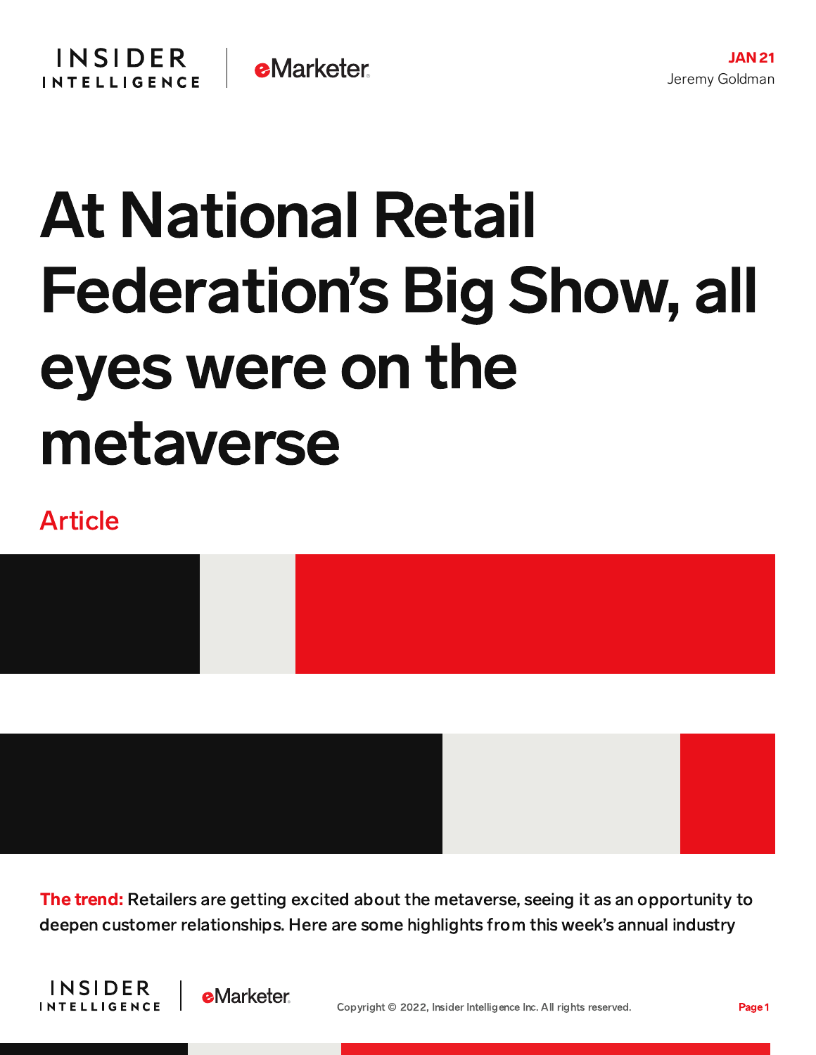JAN 21

Jeremy Goldman

# At National Retail Federation's Big Show, all eyes were on the metaverse

Article

**The trend:** Retailers are getting excited about the metaverse, seeing it as an opportunity to deepen customer relationships. Here are some highlights from this week's annual industry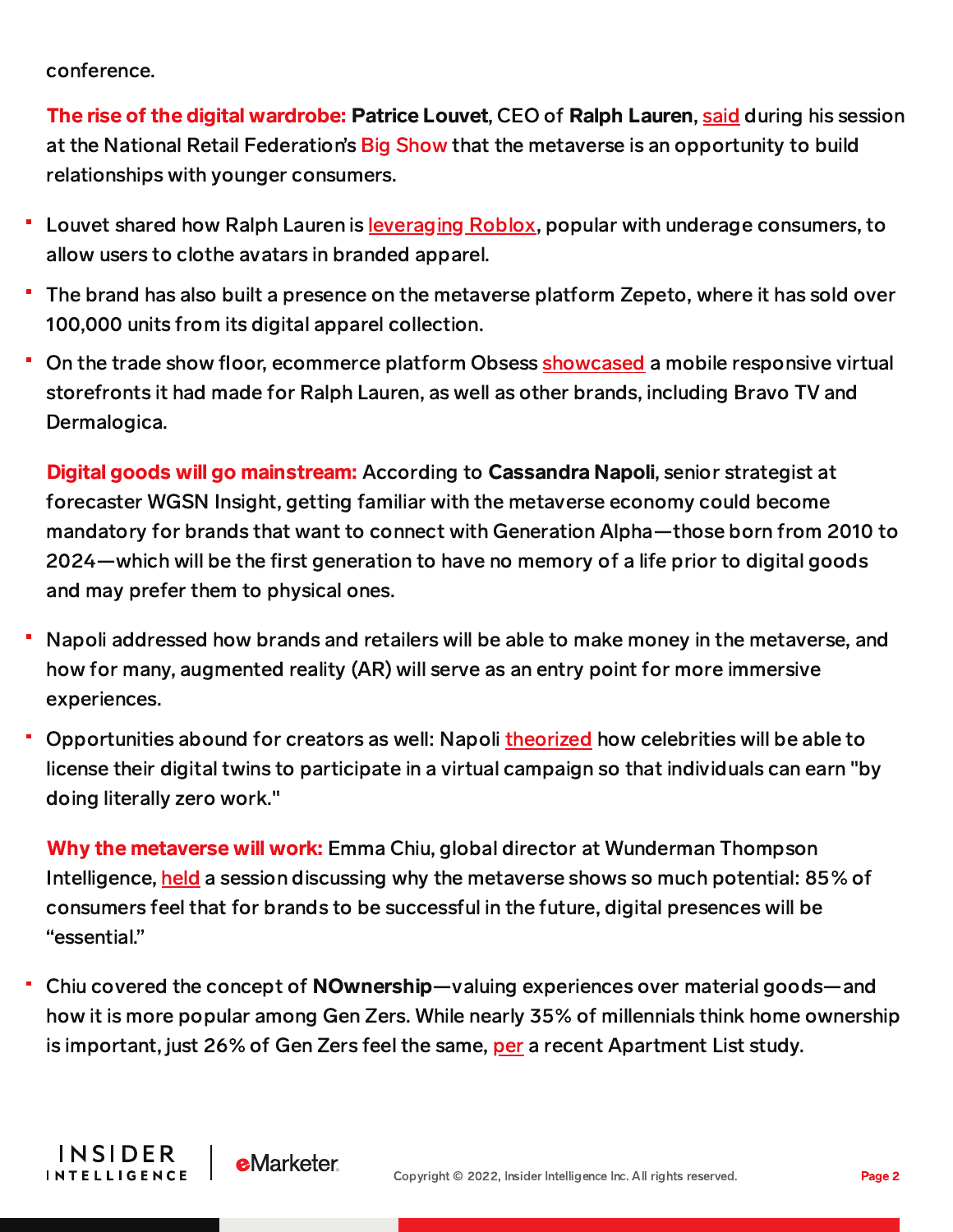conference.

**The rise of the digital wardrobe:** **Patrice Louvet**, CEO of **Ralph Lauren**, said during his session at the National Retail Federation's Big Show that the metaverse is an opportunity to build relationships with younger consumers.

- Louvet shared how Ralph Lauren is leveraging Roblox, popular with underage consumers, to allow users to clothe avatars in branded apparel.
- The brand has also built a presence on the metaverse platform Zepeto, where it has sold over 100,000 units from its digital apparel collection.
- On the trade show floor, ecommerce platform Obsess showcased a mobile responsive virtual storefronts it had made for Ralph Lauren, as well as other brands, including Bravo TV and Dermalogica.

**Digital goods will go mainstream:** According to **Cassandra Napoli**, senior strategist at forecaster WGSN Insight, getting familiar with the metaverse economy could become mandatory for brands that want to connect with Generation Alpha—those born from 2010 to 2024—which will be the first generation to have no memory of a life prior to digital goods and may prefer them to physical ones.

- Napoli addressed how brands and retailers will be able to make money in the metaverse, and how for many, augmented reality (AR) will serve as an entry point for more immersive experiences.
- Opportunities abound for creators as well: Napoli theorized how celebrities will be able to license their digital twins to participate in a virtual campaign so that individuals can earn "by doing literally zero work."

**Why the metaverse will work:** Emma Chiu, global director at Wunderman Thompson Intelligence, held a session discussing why the metaverse shows so much potential: 85% of consumers feel that for brands to be successful in the future, digital presences will be "essential."

- Chiu covered the concept of **NOwnership**—valuing experiences over material goods—and how it is more popular among Gen Zers. While nearly 35% of millennials think home ownership is important, just 26% of Gen Zers feel the same, per a recent Apartment List study.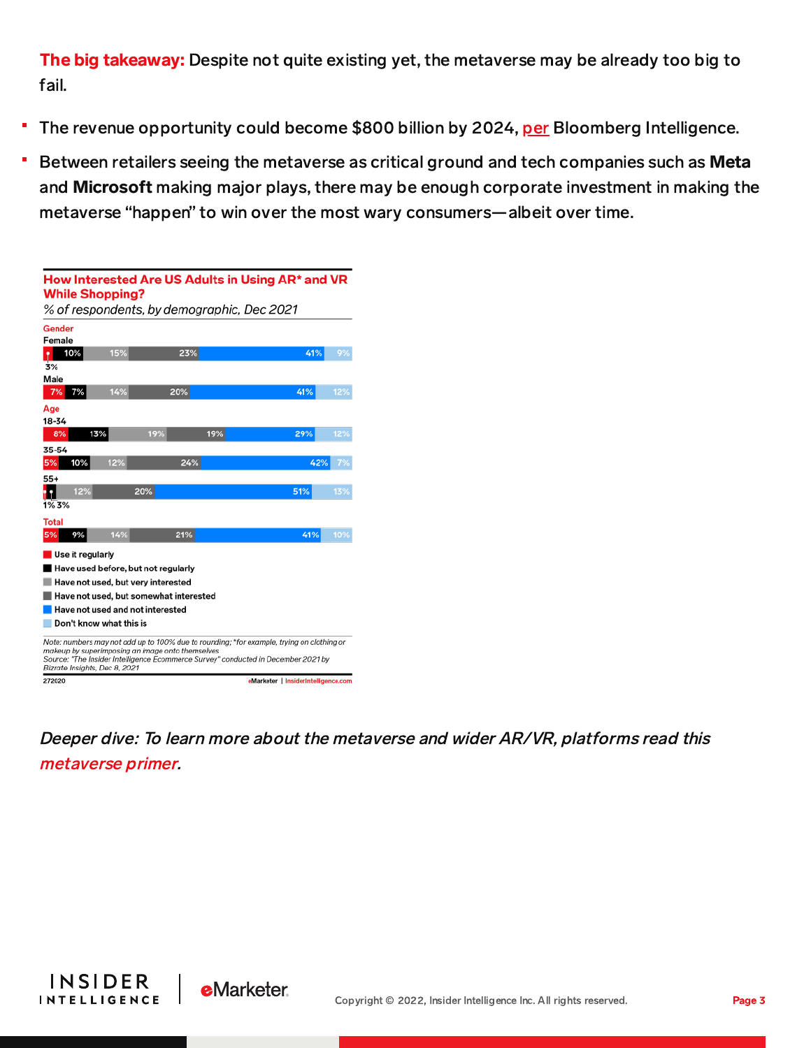**The big takeaway:** Despite not quite existing yet, the metaverse may be already too big to fail.

- The revenue opportunity could become $800 billion by 2024, per Bloomberg Intelligence.
- Between retailers seeing the metaverse as critical ground and tech companies such as **Meta** and **Microsoft** making major plays, there may be enough corporate investment in making the metaverse "happen" to win over the most wary consumers—albeit over time.

**How Interested Are US Adults in Using AR* and VR While Shopping?**
*% of respondents, by demographic, Dec 2021*

Gender

Female
3% 10% 15% 23% 41% 9%

Male
7% 7% 14% 20% 41% 12%

Age

18-34
8% 13% 19% 19% 29% 12%

35-54
5% 10% 12% 24% 42% 7%

55+
1% 3% 12% 20% 51% 13%

Total
5% 9% 14% 21% 41% 10%

- Use it regularly
- Have used before, but not regularly
- Have not used, but very interested
- Have not used, but somewhat interested
- Have not used and not interested
- Don't know what this is

Note: numbers may not add up to 100% due to rounding; *for example, trying on clothing or makeup by superimposing an image onto themselves
Source: "The Insider Intelligence Ecommerce Survey" conducted in December 2021 by Bizrate Insights, Dec 8, 2021

272020 eMarketer | InsiderIntelligence.com

*Deeper dive: To learn more about the metaverse and wider AR/VR, platforms read this metaverse primer.*